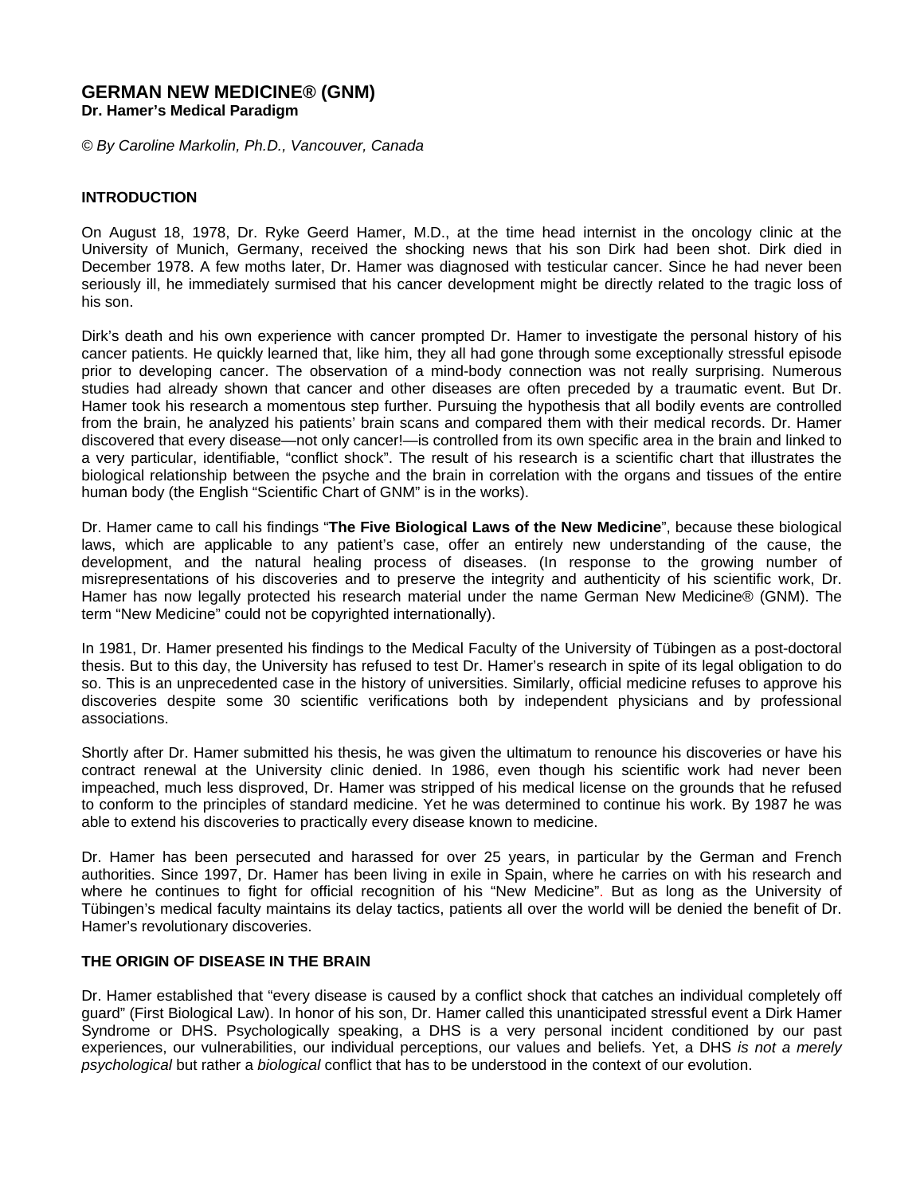# GERMAN NEW MEDICINE® (GNM)

**Dr. Hamer's Medical Paradigm**

*© By Caroline Markolin, Ph.D., Vancouver, Canada*

## INTRODUCTION

On August 18, 1978, Dr. Ryke Geerd Hamer, M.D., at the time head internist in the oncology clinic at the University of Munich, Germany, received the shocking news that his son Dirk had been shot. Dirk died in December 1978. A few moths later, Dr. Hamer was diagnosed with testicular cancer. Since he had never been seriously ill, he immediately surmised that his cancer development might be directly related to the tragic loss of his son.

Dirk's death and his own experience with cancer prompted Dr. Hamer to investigate the personal history of his cancer patients. He quickly learned that, like him, they all had gone through some exceptionally stressful episode prior to developing cancer. The observation of a mind-body connection was not really surprising. Numerous studies had already shown that cancer and other diseases are often preceded by a traumatic event. But Dr. Hamer took his research a momentous step further. Pursuing the hypothesis that all bodily events are controlled from the brain, he analyzed his patients' brain scans and compared them with their medical records. Dr. Hamer discovered that every disease—not only cancer!—is controlled from its own specific area in the brain and linked to a very particular, identifiable, "conflict shock". The result of his research is a scientific chart that illustrates the biological relationship between the psyche and the brain in correlation with the organs and tissues of the entire human body (the English "Scientific Chart of GNM" is in the works).

Dr. Hamer came to call his findings "**The Five Biological Laws of the New Medicine**", because these biological laws, which are applicable to any patient's case, offer an entirely new understanding of the cause, the development, and the natural healing process of diseases. (In response to the growing number of misrepresentations of his discoveries and to preserve the integrity and authenticity of his scientific work, Dr. Hamer has now legally protected his research material under the name German New Medicine® (GNM). The term "New Medicine" could not be copyrighted internationally).

In 1981, Dr. Hamer presented his findings to the Medical Faculty of the University of Tübingen as a post-doctoral thesis. But to this day, the University has refused to test Dr. Hamer's research in spite of its legal obligation to do so. This is an unprecedented case in the history of universities. Similarly, official medicine refuses to approve his discoveries despite some 30 scientific verifications both by independent physicians and by professional associations.

Shortly after Dr. Hamer submitted his thesis, he was given the ultimatum to renounce his discoveries or have his contract renewal at the University clinic denied. In 1986, even though his scientific work had never been impeached, much less disproved, Dr. Hamer was stripped of his medical license on the grounds that he refused to conform to the principles of standard medicine. Yet he was determined to continue his work. By 1987 he was able to extend his discoveries to practically every disease known to medicine.

Dr. Hamer has been persecuted and harassed for over 25 years, in particular by the German and French authorities. Since 1997, Dr. Hamer has been living in exile in Spain, where he carries on with his research and where he continues to fight for official recognition of his "New Medicine". But as long as the University of Tübingen's medical faculty maintains its delay tactics, patients all over the world will be denied the benefit of Dr. Hamer's revolutionary discoveries.

## THE ORIGIN OF DISEASE IN THE BRAIN

Dr. Hamer established that "every disease is caused by a conflict shock that catches an individual completely off guard" (First Biological Law). In honor of his son, Dr. Hamer called this unanticipated stressful event a Dirk Hamer Syndrome or DHS. Psychologically speaking, a DHS is a very personal incident conditioned by our past experiences, our vulnerabilities, our individual perceptions, our values and beliefs. Yet, a DHS *is not a merely psychological* but rather a *biological* conflict that has to be understood in the context of our evolution.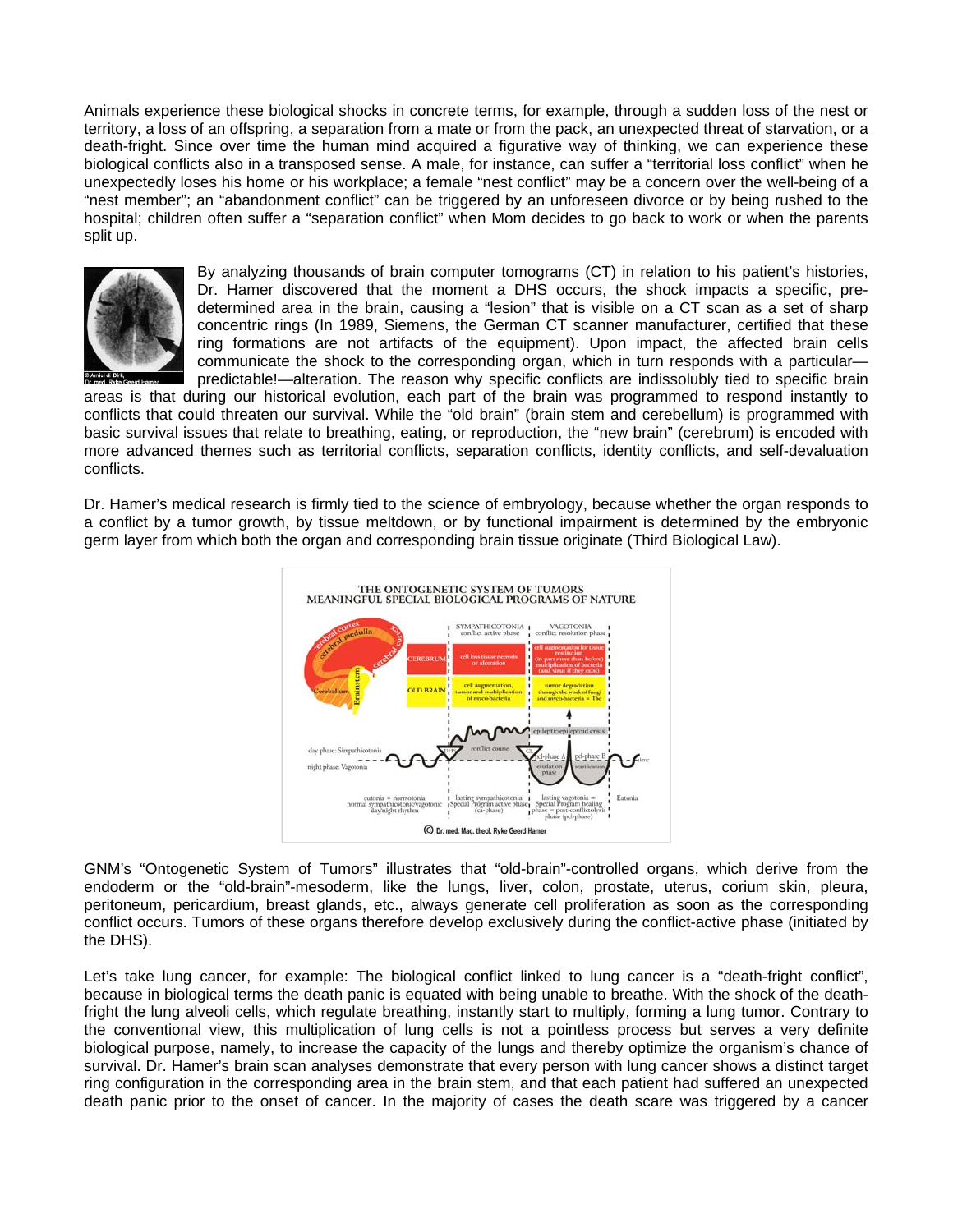Animals experience these biological shocks in concrete terms, for example, through a sudden loss of the nest or territory, a loss of an offspring, a separation from a mate or from the pack, an unexpected threat of starvation, or a death-fright. Since over time the human mind acquired a figurative way of thinking, we can experience these biological conflicts also in a transposed sense. A male, for instance, can suffer a "territorial loss conflict" when he unexpectedly loses his home or his workplace; a female "nest conflict" may be a concern over the well-being of a "nest member"; an "abandonment conflict" can be triggered by an unforeseen divorce or by being rushed to the hospital; children often suffer a "separation conflict" when Mom decides to go back to work or when the parents split up.

By analyzing thousands of brain computer tomograms (CT) in relation to his patient's histories, Dr. Hamer discovered that the moment a DHS occurs, the shock impacts a specific, pre-determined area in the brain, causing a "lesion" that is visible on a CT scan as a set of sharp concentric rings (In 1989, Siemens, the German CT scanner manufacturer, certified that these ring formations are not artifacts of the equipment). Upon impact, the affected brain cells communicate the shock to the corresponding organ, which in turn responds with a particular—predictable!—alteration. The reason why specific conflicts are indissolubly tied to specific brain areas is that during our historical evolution, each part of the brain was programmed to respond instantly to conflicts that could threaten our survival. While the "old brain" (brain stem and cerebellum) is programmed with basic survival issues that relate to breathing, eating, or reproduction, the "new brain" (cerebrum) is encoded with more advanced themes such as territorial conflicts, separation conflicts, identity conflicts, and self-devaluation conflicts.

Dr. Hamer's medical research is firmly tied to the science of embryology, because whether the organ responds to a conflict by a tumor growth, by tissue meltdown, or by functional impairment is determined by the embryonic germ layer from which both the organ and corresponding brain tissue originate (Third Biological Law).

THE ONTOGENETIC SYSTEM OF TUMORS
MEANINGFUL SPECIAL BIOLOGICAL PROGRAMS OF NATURE

© Dr. med. Mag. theol. Ryke Geerd Hamer

GNM's "Ontogenetic System of Tumors" illustrates that "old-brain"-controlled organs, which derive from the endoderm or the "old-brain"-mesoderm, like the lungs, liver, colon, prostate, uterus, corium skin, pleura, peritoneum, pericardium, breast glands, etc., always generate cell proliferation as soon as the corresponding conflict occurs. Tumors of these organs therefore develop exclusively during the conflict-active phase (initiated by the DHS).

Let's take lung cancer, for example: The biological conflict linked to lung cancer is a "death-fright conflict", because in biological terms the death panic is equated with being unable to breathe. With the shock of the death-fright the lung alveoli cells, which regulate breathing, instantly start to multiply, forming a lung tumor. Contrary to the conventional view, this multiplication of lung cells is not a pointless process but serves a very definite biological purpose, namely, to increase the capacity of the lungs and thereby optimize the organism's chance of survival. Dr. Hamer's brain scan analyses demonstrate that every person with lung cancer shows a distinct target ring configuration in the corresponding area in the brain stem, and that each patient had suffered an unexpected death panic prior to the onset of cancer. In the majority of cases the death scare was triggered by a cancer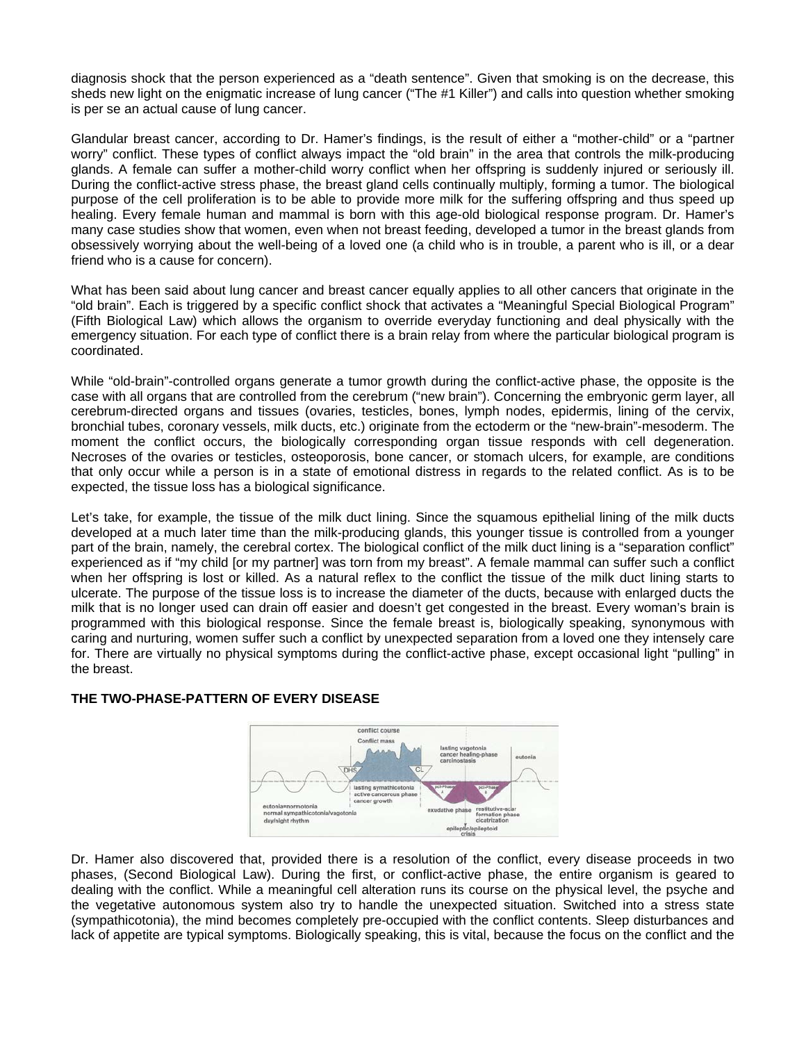diagnosis shock that the person experienced as a "death sentence". Given that smoking is on the decrease, this sheds new light on the enigmatic increase of lung cancer ("The #1 Killer") and calls into question whether smoking is per se an actual cause of lung cancer.

Glandular breast cancer, according to Dr. Hamer's findings, is the result of either a "mother-child" or a "partner worry" conflict. These types of conflict always impact the "old brain" in the area that controls the milk-producing glands. A female can suffer a mother-child worry conflict when her offspring is suddenly injured or seriously ill. During the conflict-active stress phase, the breast gland cells continually multiply, forming a tumor. The biological purpose of the cell proliferation is to be able to provide more milk for the suffering offspring and thus speed up healing. Every female human and mammal is born with this age-old biological response program. Dr. Hamer's many case studies show that women, even when not breast feeding, developed a tumor in the breast glands from obsessively worrying about the well-being of a loved one (a child who is in trouble, a parent who is ill, or a dear friend who is a cause for concern).

What has been said about lung cancer and breast cancer equally applies to all other cancers that originate in the "old brain". Each is triggered by a specific conflict shock that activates a "Meaningful Special Biological Program" (Fifth Biological Law) which allows the organism to override everyday functioning and deal physically with the emergency situation. For each type of conflict there is a brain relay from where the particular biological program is coordinated.

While "old-brain"-controlled organs generate a tumor growth during the conflict-active phase, the opposite is the case with all organs that are controlled from the cerebrum ("new brain"). Concerning the embryonic germ layer, all cerebrum-directed organs and tissues (ovaries, testicles, bones, lymph nodes, epidermis, lining of the cervix, bronchial tubes, coronary vessels, milk ducts, etc.) originate from the ectoderm or the "new-brain"-mesoderm. The moment the conflict occurs, the biologically corresponding organ tissue responds with cell degeneration. Necroses of the ovaries or testicles, osteoporosis, bone cancer, or stomach ulcers, for example, are conditions that only occur while a person is in a state of emotional distress in regards to the related conflict. As is to be expected, the tissue loss has a biological significance.

Let's take, for example, the tissue of the milk duct lining. Since the squamous epithelial lining of the milk ducts developed at a much later time than the milk-producing glands, this younger tissue is controlled from a younger part of the brain, namely, the cerebral cortex. The biological conflict of the milk duct lining is a "separation conflict" experienced as if "my child [or my partner] was torn from my breast". A female mammal can suffer such a conflict when her offspring is lost or killed. As a natural reflex to the conflict the tissue of the milk duct lining starts to ulcerate. The purpose of the tissue loss is to increase the diameter of the ducts, because with enlarged ducts the milk that is no longer used can drain off easier and doesn't get congested in the breast. Every woman's brain is programmed with this biological response. Since the female breast is, biologically speaking, synonymous with caring and nurturing, women suffer such a conflict by unexpected separation from a loved one they intensely care for. There are virtually no physical symptoms during the conflict-active phase, except occasional light "pulling" in the breast.

**THE TWO-PHASE-PATTERN OF EVERY DISEASE**

conflict course
Conflict mass
lasting vagotonia
cancer healing-phase
carcinostasis
eutonia
DHS
CL
lasting symathicotonia
active cancerous phase
cancer growth
pcl-Phase A
pcl-Phase B
eutonia=normotonia
normal sympathicotonia/vagotonia
day/night rhythm
exudative phase
restitutive-scar formation phase
cicatrization
epileptic/epileptoid crisis

Dr. Hamer also discovered that, provided there is a resolution of the conflict, every disease proceeds in two phases, (Second Biological Law). During the first, or conflict-active phase, the entire organism is geared to dealing with the conflict. While a meaningful cell alteration runs its course on the physical level, the psyche and the vegetative autonomous system also try to handle the unexpected situation. Switched into a stress state (sympathicotonia), the mind becomes completely pre-occupied with the conflict contents. Sleep disturbances and lack of appetite are typical symptoms. Biologically speaking, this is vital, because the focus on the conflict and the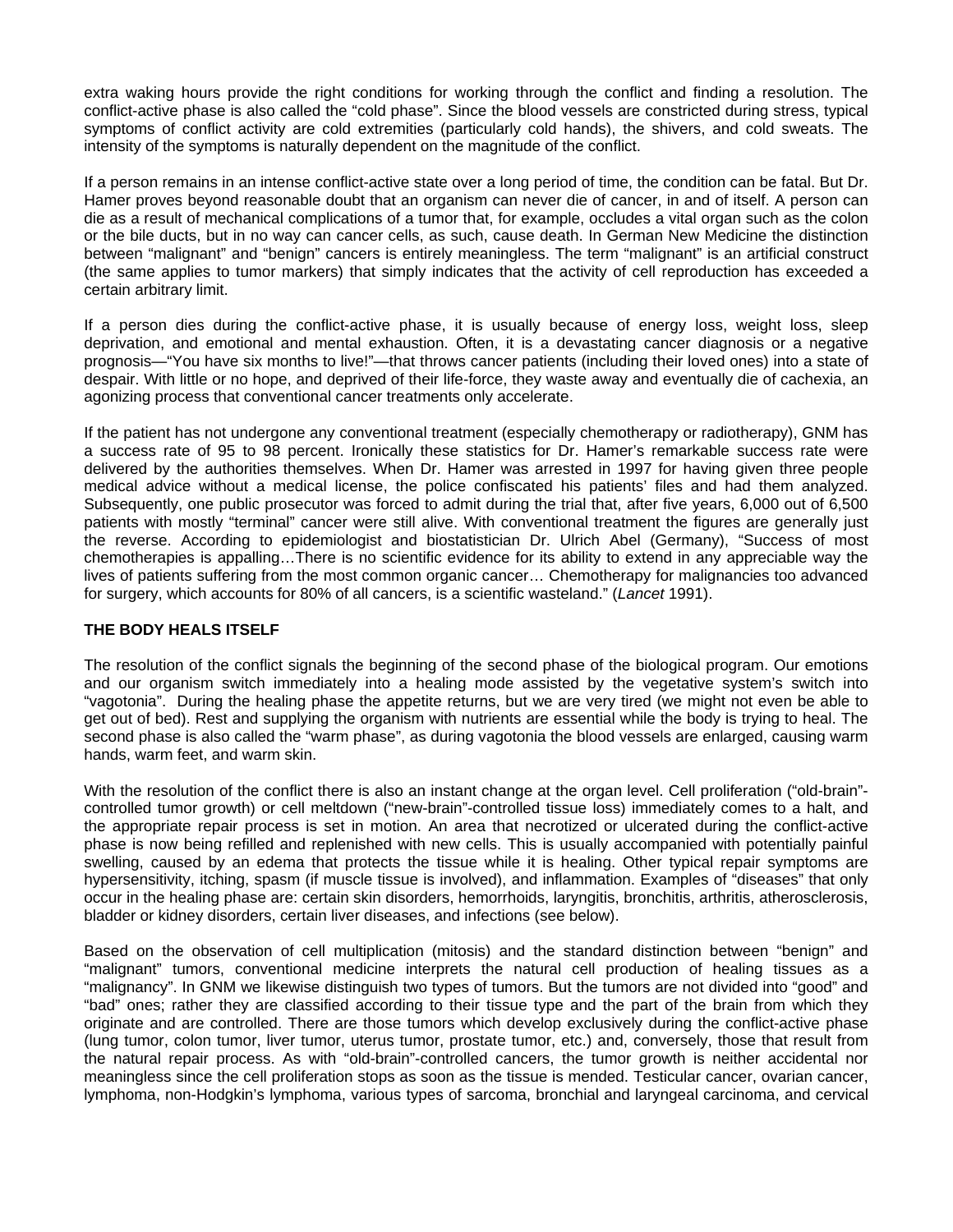extra waking hours provide the right conditions for working through the conflict and finding a resolution. The conflict-active phase is also called the "cold phase". Since the blood vessels are constricted during stress, typical symptoms of conflict activity are cold extremities (particularly cold hands), the shivers, and cold sweats. The intensity of the symptoms is naturally dependent on the magnitude of the conflict.

If a person remains in an intense conflict-active state over a long period of time, the condition can be fatal. But Dr. Hamer proves beyond reasonable doubt that an organism can never die of cancer, in and of itself. A person can die as a result of mechanical complications of a tumor that, for example, occludes a vital organ such as the colon or the bile ducts, but in no way can cancer cells, as such, cause death. In German New Medicine the distinction between "malignant" and "benign" cancers is entirely meaningless. The term "malignant" is an artificial construct (the same applies to tumor markers) that simply indicates that the activity of cell reproduction has exceeded a certain arbitrary limit.

If a person dies during the conflict-active phase, it is usually because of energy loss, weight loss, sleep deprivation, and emotional and mental exhaustion. Often, it is a devastating cancer diagnosis or a negative prognosis—"You have six months to live!"—that throws cancer patients (including their loved ones) into a state of despair. With little or no hope, and deprived of their life-force, they waste away and eventually die of cachexia, an agonizing process that conventional cancer treatments only accelerate.

If the patient has not undergone any conventional treatment (especially chemotherapy or radiotherapy), GNM has a success rate of 95 to 98 percent. Ironically these statistics for Dr. Hamer's remarkable success rate were delivered by the authorities themselves. When Dr. Hamer was arrested in 1997 for having given three people medical advice without a medical license, the police confiscated his patients' files and had them analyzed. Subsequently, one public prosecutor was forced to admit during the trial that, after five years, 6,000 out of 6,500 patients with mostly "terminal" cancer were still alive. With conventional treatment the figures are generally just the reverse. According to epidemiologist and biostatistician Dr. Ulrich Abel (Germany), "Success of most chemotherapies is appalling…There is no scientific evidence for its ability to extend in any appreciable way the lives of patients suffering from the most common organic cancer… Chemotherapy for malignancies too advanced for surgery, which accounts for 80% of all cancers, is a scientific wasteland." (*Lancet* 1991).

**THE BODY HEALS ITSELF**

The resolution of the conflict signals the beginning of the second phase of the biological program. Our emotions and our organism switch immediately into a healing mode assisted by the vegetative system's switch into "vagotonia". During the healing phase the appetite returns, but we are very tired (we might not even be able to get out of bed). Rest and supplying the organism with nutrients are essential while the body is trying to heal. The second phase is also called the "warm phase", as during vagotonia the blood vessels are enlarged, causing warm hands, warm feet, and warm skin.

With the resolution of the conflict there is also an instant change at the organ level. Cell proliferation ("old-brain"-controlled tumor growth) or cell meltdown ("new-brain"-controlled tissue loss) immediately comes to a halt, and the appropriate repair process is set in motion. An area that necrotized or ulcerated during the conflict-active phase is now being refilled and replenished with new cells. This is usually accompanied with potentially painful swelling, caused by an edema that protects the tissue while it is healing. Other typical repair symptoms are hypersensitivity, itching, spasm (if muscle tissue is involved), and inflammation. Examples of "diseases" that only occur in the healing phase are: certain skin disorders, hemorrhoids, laryngitis, bronchitis, arthritis, atherosclerosis, bladder or kidney disorders, certain liver diseases, and infections (see below).

Based on the observation of cell multiplication (mitosis) and the standard distinction between "benign" and "malignant" tumors, conventional medicine interprets the natural cell production of healing tissues as a "malignancy". In GNM we likewise distinguish two types of tumors. But the tumors are not divided into "good" and "bad" ones; rather they are classified according to their tissue type and the part of the brain from which they originate and are controlled. There are those tumors which develop exclusively during the conflict-active phase (lung tumor, colon tumor, liver tumor, uterus tumor, prostate tumor, etc.) and, conversely, those that result from the natural repair process. As with "old-brain"-controlled cancers, the tumor growth is neither accidental nor meaningless since the cell proliferation stops as soon as the tissue is mended. Testicular cancer, ovarian cancer, lymphoma, non-Hodgkin's lymphoma, various types of sarcoma, bronchial and laryngeal carcinoma, and cervical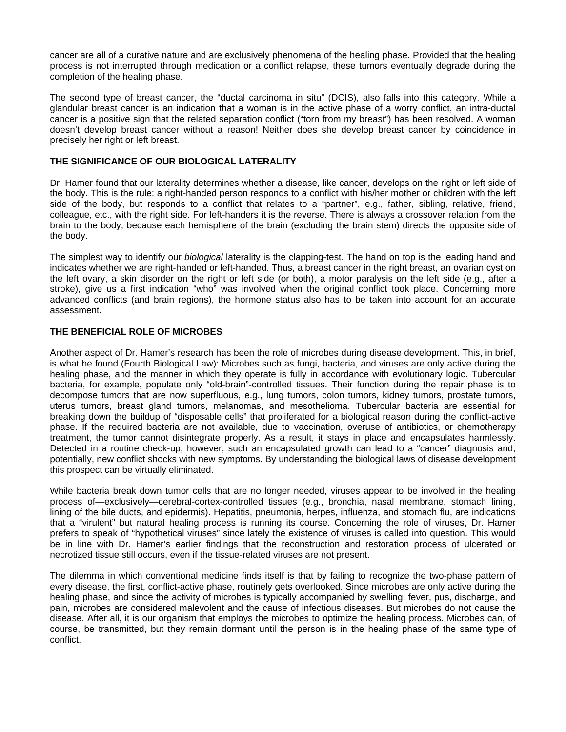cancer are all of a curative nature and are exclusively phenomena of the healing phase. Provided that the healing process is not interrupted through medication or a conflict relapse, these tumors eventually degrade during the completion of the healing phase.

The second type of breast cancer, the "ductal carcinoma in situ" (DCIS), also falls into this category. While a glandular breast cancer is an indication that a woman is in the active phase of a worry conflict, an intra-ductal cancer is a positive sign that the related separation conflict ("torn from my breast") has been resolved. A woman doesn't develop breast cancer without a reason! Neither does she develop breast cancer by coincidence in precisely her right or left breast.

**THE SIGNIFICANCE OF OUR BIOLOGICAL LATERALITY**

Dr. Hamer found that our laterality determines whether a disease, like cancer, develops on the right or left side of the body. This is the rule: a right-handed person responds to a conflict with his/her mother or children with the left side of the body, but responds to a conflict that relates to a "partner", e.g., father, sibling, relative, friend, colleague, etc., with the right side. For left-handers it is the reverse. There is always a crossover relation from the brain to the body, because each hemisphere of the brain (excluding the brain stem) directs the opposite side of the body.

The simplest way to identify our *biological* laterality is the clapping-test. The hand on top is the leading hand and indicates whether we are right-handed or left-handed. Thus, a breast cancer in the right breast, an ovarian cyst on the left ovary, a skin disorder on the right or left side (or both), a motor paralysis on the left side (e.g., after a stroke), give us a first indication "who" was involved when the original conflict took place. Concerning more advanced conflicts (and brain regions), the hormone status also has to be taken into account for an accurate assessment.

**THE BENEFICIAL ROLE OF MICROBES**

Another aspect of Dr. Hamer's research has been the role of microbes during disease development. This, in brief, is what he found (Fourth Biological Law): Microbes such as fungi, bacteria, and viruses are only active during the healing phase, and the manner in which they operate is fully in accordance with evolutionary logic. Tubercular bacteria, for example, populate only "old-brain"-controlled tissues. Their function during the repair phase is to decompose tumors that are now superfluous, e.g., lung tumors, colon tumors, kidney tumors, prostate tumors, uterus tumors, breast gland tumors, melanomas, and mesothelioma. Tubercular bacteria are essential for breaking down the buildup of "disposable cells" that proliferated for a biological reason during the conflict-active phase. If the required bacteria are not available, due to vaccination, overuse of antibiotics, or chemotherapy treatment, the tumor cannot disintegrate properly. As a result, it stays in place and encapsulates harmlessly. Detected in a routine check-up, however, such an encapsulated growth can lead to a "cancer" diagnosis and, potentially, new conflict shocks with new symptoms. By understanding the biological laws of disease development this prospect can be virtually eliminated.

While bacteria break down tumor cells that are no longer needed, viruses appear to be involved in the healing process of—exclusively—cerebral-cortex-controlled tissues (e.g., bronchia, nasal membrane, stomach lining, lining of the bile ducts, and epidermis). Hepatitis, pneumonia, herpes, influenza, and stomach flu, are indications that a "virulent" but natural healing process is running its course. Concerning the role of viruses, Dr. Hamer prefers to speak of "hypothetical viruses" since lately the existence of viruses is called into question. This would be in line with Dr. Hamer's earlier findings that the reconstruction and restoration process of ulcerated or necrotized tissue still occurs, even if the tissue-related viruses are not present.

The dilemma in which conventional medicine finds itself is that by failing to recognize the two-phase pattern of every disease, the first, conflict-active phase, routinely gets overlooked. Since microbes are only active during the healing phase, and since the activity of microbes is typically accompanied by swelling, fever, pus, discharge, and pain, microbes are considered malevolent and the cause of infectious diseases. But microbes do not cause the disease. After all, it is our organism that employs the microbes to optimize the healing process. Microbes can, of course, be transmitted, but they remain dormant until the person is in the healing phase of the same type of conflict.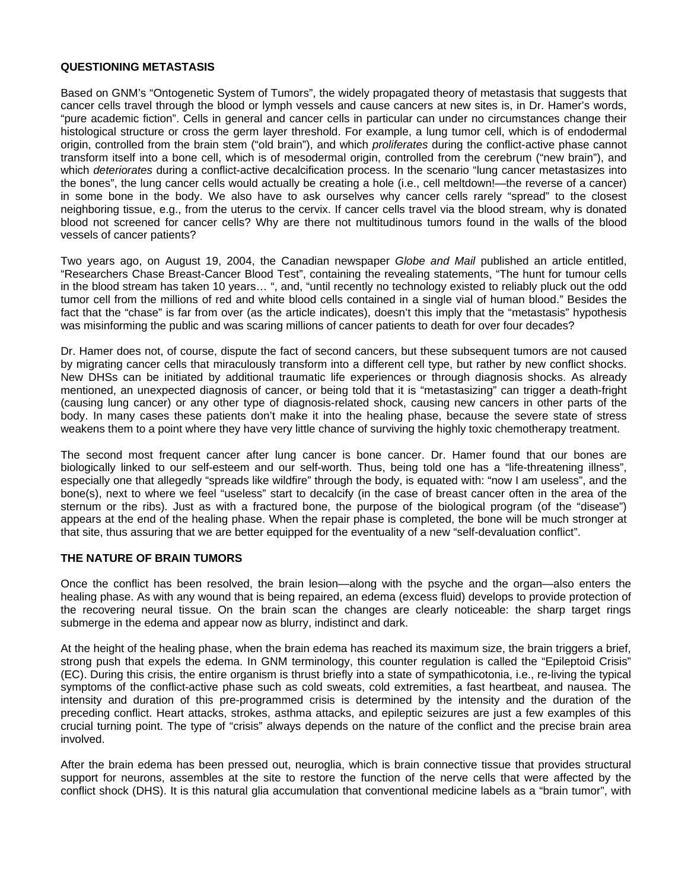**QUESTIONING METASTASIS**

Based on GNM's "Ontogenetic System of Tumors", the widely propagated theory of metastasis that suggests that cancer cells travel through the blood or lymph vessels and cause cancers at new sites is, in Dr. Hamer's words, "pure academic fiction". Cells in general and cancer cells in particular can under no circumstances change their histological structure or cross the germ layer threshold. For example, a lung tumor cell, which is of endodermal origin, controlled from the brain stem ("old brain"), and which *proliferates* during the conflict-active phase cannot transform itself into a bone cell, which is of mesodermal origin, controlled from the cerebrum ("new brain"), and which *deteriorates* during a conflict-active decalcification process. In the scenario "lung cancer metastasizes into the bones", the lung cancer cells would actually be creating a hole (i.e., cell meltdown!—the reverse of a cancer) in some bone in the body. We also have to ask ourselves why cancer cells rarely "spread" to the closest neighboring tissue, e.g., from the uterus to the cervix. If cancer cells travel via the blood stream, why is donated blood not screened for cancer cells? Why are there not multitudinous tumors found in the walls of the blood vessels of cancer patients?

Two years ago, on August 19, 2004, the Canadian newspaper *Globe and Mail* published an article entitled, "Researchers Chase Breast-Cancer Blood Test", containing the revealing statements, "The hunt for tumour cells in the blood stream has taken 10 years… ", and, "until recently no technology existed to reliably pluck out the odd tumor cell from the millions of red and white blood cells contained in a single vial of human blood." Besides the fact that the "chase" is far from over (as the article indicates), doesn't this imply that the "metastasis" hypothesis was misinforming the public and was scaring millions of cancer patients to death for over four decades?

Dr. Hamer does not, of course, dispute the fact of second cancers, but these subsequent tumors are not caused by migrating cancer cells that miraculously transform into a different cell type, but rather by new conflict shocks. New DHSs can be initiated by additional traumatic life experiences or through diagnosis shocks. As already mentioned, an unexpected diagnosis of cancer, or being told that it is "metastasizing" can trigger a death-fright (causing lung cancer) or any other type of diagnosis-related shock, causing new cancers in other parts of the body. In many cases these patients don't make it into the healing phase, because the severe state of stress weakens them to a point where they have very little chance of surviving the highly toxic chemotherapy treatment.

The second most frequent cancer after lung cancer is bone cancer. Dr. Hamer found that our bones are biologically linked to our self-esteem and our self-worth. Thus, being told one has a "life-threatening illness", especially one that allegedly "spreads like wildfire" through the body, is equated with: "now I am useless", and the bone(s), next to where we feel "useless" start to decalcify (in the case of breast cancer often in the area of the sternum or the ribs). Just as with a fractured bone, the purpose of the biological program (of the "disease") appears at the end of the healing phase. When the repair phase is completed, the bone will be much stronger at that site, thus assuring that we are better equipped for the eventuality of a new "self-devaluation conflict".

**THE NATURE OF BRAIN TUMORS**

Once the conflict has been resolved, the brain lesion—along with the psyche and the organ—also enters the healing phase. As with any wound that is being repaired, an edema (excess fluid) develops to provide protection of the recovering neural tissue. On the brain scan the changes are clearly noticeable: the sharp target rings submerge in the edema and appear now as blurry, indistinct and dark.

At the height of the healing phase, when the brain edema has reached its maximum size, the brain triggers a brief, strong push that expels the edema. In GNM terminology, this counter regulation is called the "Epileptoid Crisis" (EC). During this crisis, the entire organism is thrust briefly into a state of sympathicotonia, i.e., re-living the typical symptoms of the conflict-active phase such as cold sweats, cold extremities, a fast heartbeat, and nausea. The intensity and duration of this pre-programmed crisis is determined by the intensity and the duration of the preceding conflict. Heart attacks, strokes, asthma attacks, and epileptic seizures are just a few examples of this crucial turning point. The type of "crisis" always depends on the nature of the conflict and the precise brain area involved.

After the brain edema has been pressed out, neuroglia, which is brain connective tissue that provides structural support for neurons, assembles at the site to restore the function of the nerve cells that were affected by the conflict shock (DHS). It is this natural glia accumulation that conventional medicine labels as a "brain tumor", with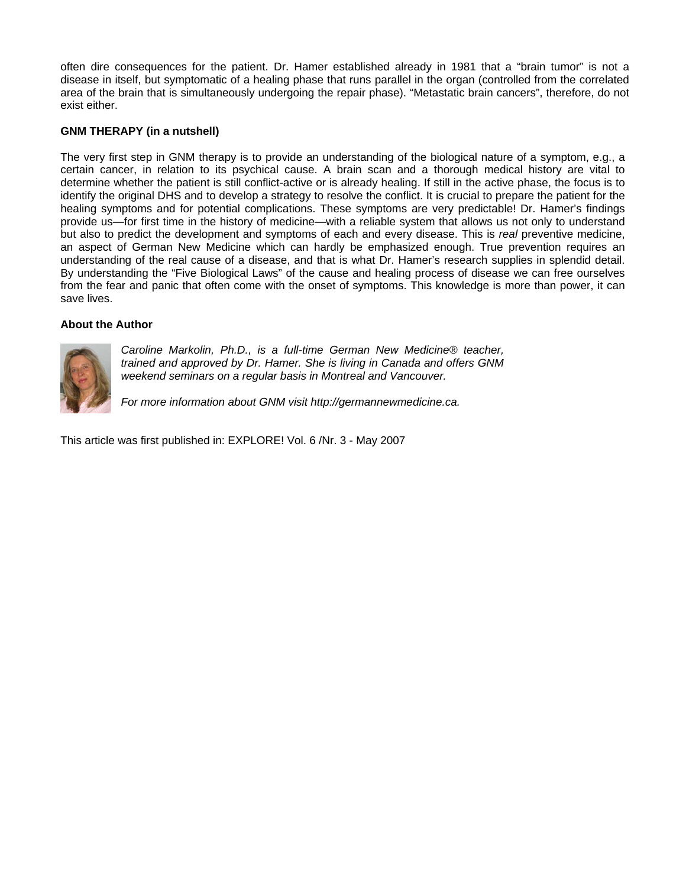often dire consequences for the patient. Dr. Hamer established already in 1981 that a “brain tumor” is not a disease in itself, but symptomatic of a healing phase that runs parallel in the organ (controlled from the correlated area of the brain that is simultaneously undergoing the repair phase). “Metastatic brain cancers”, therefore, do not exist either.

**GNM THERAPY (in a nutshell)**

The very first step in GNM therapy is to provide an understanding of the biological nature of a symptom, e.g., a certain cancer, in relation to its psychical cause. A brain scan and a thorough medical history are vital to determine whether the patient is still conflict-active or is already healing. If still in the active phase, the focus is to identify the original DHS and to develop a strategy to resolve the conflict. It is crucial to prepare the patient for the healing symptoms and for potential complications. These symptoms are very predictable! Dr. Hamer’s findings provide us—for first time in the history of medicine—with a reliable system that allows us not only to understand but also to predict the development and symptoms of each and every disease. This is *real* preventive medicine, an aspect of German New Medicine which can hardly be emphasized enough. True prevention requires an understanding of the real cause of a disease, and that is what Dr. Hamer’s research supplies in splendid detail. By understanding the “Five Biological Laws” of the cause and healing process of disease we can free ourselves from the fear and panic that often come with the onset of symptoms. This knowledge is more than power, it can save lives.

**About the Author**

*Caroline Markolin, Ph.D., is a full-time German New Medicine® teacher, trained and approved by Dr. Hamer. She is living in Canada and offers GNM weekend seminars on a regular basis in Montreal and Vancouver.*

*For more information about GNM visit http://germannewmedicine.ca.*

This article was first published in: EXPLORE! Vol. 6 /Nr. 3 - May 2007